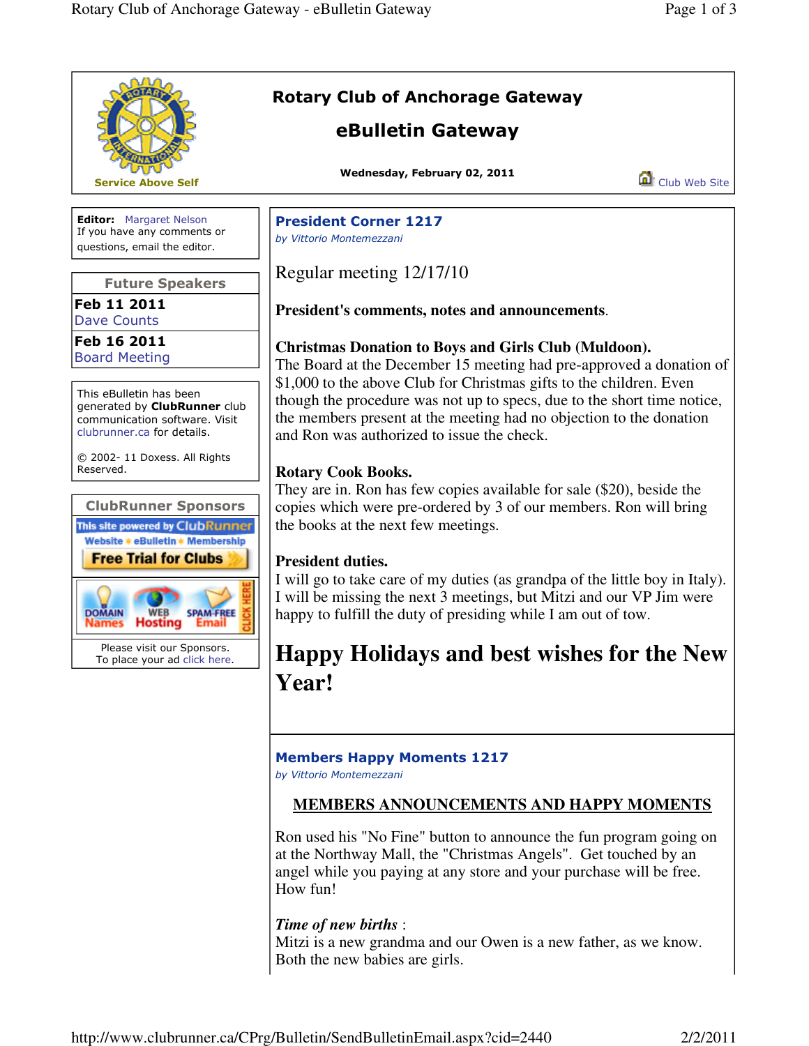# Rotary Club of Anchorage Gateway

## eBulletin Gateway

Service Above Self

**Wednesday, February 02, 2011**

Club Web Site

**Editor:** Margaret Nelson
If you have any comments or questions, email the editor.

### Future Speakers

**Feb 11 2011**
Dave Counts

**Feb 16 2011**
Board Meeting

This eBulletin has been generated by **ClubRunner** club communication software. Visit clubrunner.ca for details.

© 2002- 11 Doxess. All Rights Reserved.

### ClubRunner Sponsors

This site powered by ClubRunner
Website • eBulletin • Membership
Free Trial for Clubs

DOMAIN Names | WEB Hosting | SPAM-FREE Email | CLICK HERE

Please visit our Sponsors.
To place your ad click here.

## President Corner 1217

*by Vittorio Montemezzani*

Regular meeting 12/17/10

**President's comments, notes and announcements**.

**Christmas Donation to Boys and Girls Club (Muldoon).**
The Board at the December 15 meeting had pre-approved a donation of $1,000 to the above Club for Christmas gifts to the children. Even though the procedure was not up to specs, due to the short time notice, the members present at the meeting had no objection to the donation and Ron was authorized to issue the check.

**Rotary Cook Books.**
They are in. Ron has few copies available for sale ($20), beside the copies which were pre-ordered by 3 of our members. Ron will bring the books at the next few meetings.

**President duties.**
I will go to take care of my duties (as grandpa of the little boy in Italy). I will be missing the next 3 meetings, but Mitzi and our VP Jim were happy to fulfill the duty of presiding while I am out of tow.

# Happy Holidays and best wishes for the New Year!

## Members Happy Moments 1217

*by Vittorio Montemezzani*

**MEMBERS ANNOUNCEMENTS AND HAPPY MOMENTS**

Ron used his "No Fine" button to announce the fun program going on at the Northway Mall, the "Christmas Angels". Get touched by an angel while you paying at any store and your purchase will be free. How fun!

***Time of new births*** :
Mitzi is a new grandma and our Owen is a new father, as we know. Both the new babies are girls.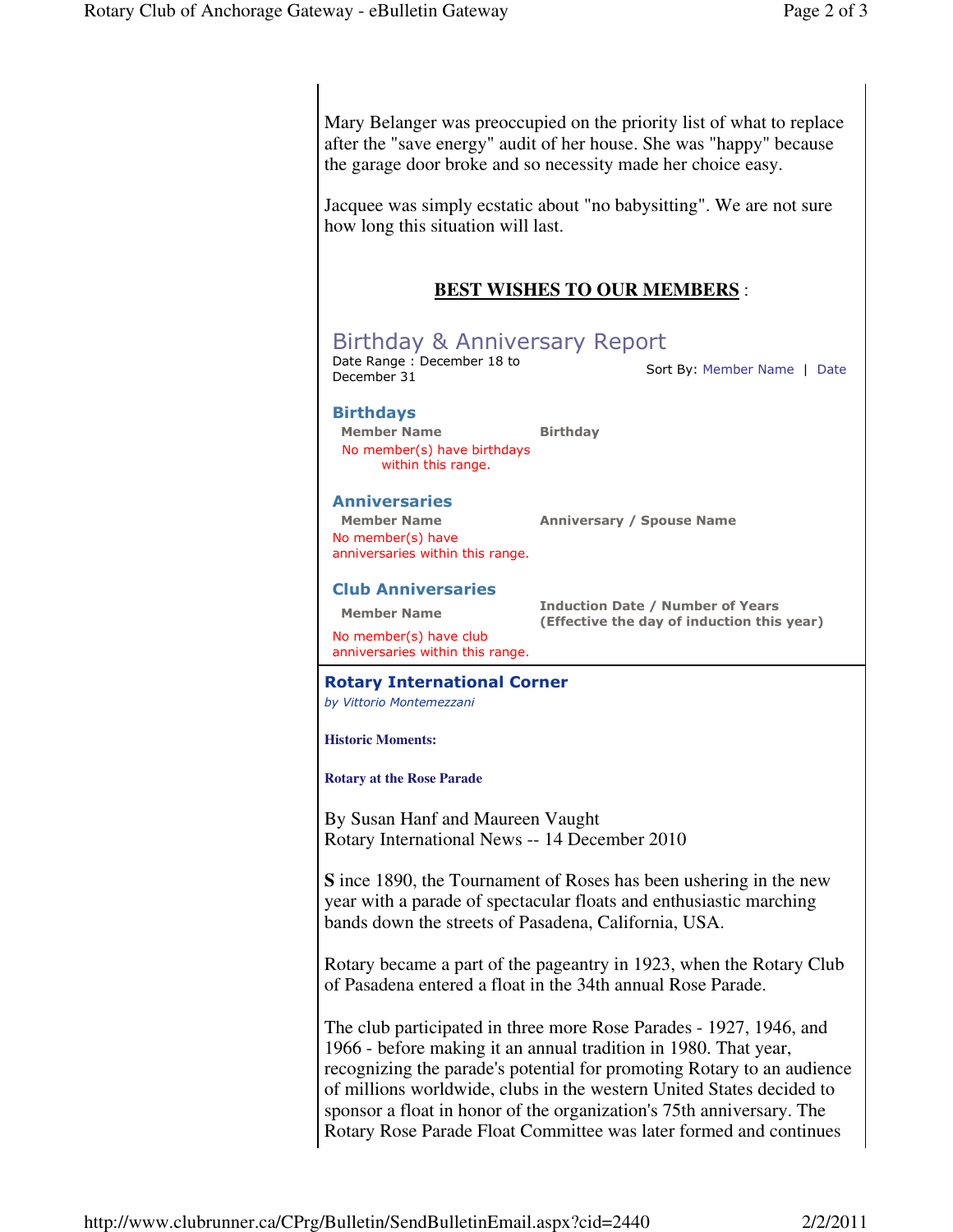Mary Belanger was preoccupied on the priority list of what to replace after the "save energy" audit of her house. She was "happy" because the garage door broke and so necessity made her choice easy.

Jacquee was simply ecstatic about "no babysitting". We are not sure how long this situation will last.

## **BEST WISHES TO OUR MEMBERS** :

### Birthday & Anniversary Report

Date Range : December 18 to December 31

Sort By: Member Name | Date

#### Birthdays

| Member Name | Birthday |
|---|---|
| No member(s) have birthdays within this range. | |

#### Anniversaries

| Member Name | Anniversary / Spouse Name |
|---|---|
| No member(s) have anniversaries within this range. | |

#### Club Anniversaries

| Member Name | Induction Date / Number of Years (Effective the day of induction this year) |
|---|---|
| No member(s) have club anniversaries within this range. | |

### Rotary International Corner

*by Vittorio Montemezzani*

**Historic Moments:**

**Rotary at the Rose Parade**

By Susan Hanf and Maureen Vaught
Rotary International News -- 14 December 2010

**S** ince 1890, the Tournament of Roses has been ushering in the new year with a parade of spectacular floats and enthusiastic marching bands down the streets of Pasadena, California, USA.

Rotary became a part of the pageantry in 1923, when the Rotary Club of Pasadena entered a float in the 34th annual Rose Parade.

The club participated in three more Rose Parades - 1927, 1946, and 1966 - before making it an annual tradition in 1980. That year, recognizing the parade's potential for promoting Rotary to an audience of millions worldwide, clubs in the western United States decided to sponsor a float in honor of the organization's 75th anniversary. The Rotary Rose Parade Float Committee was later formed and continues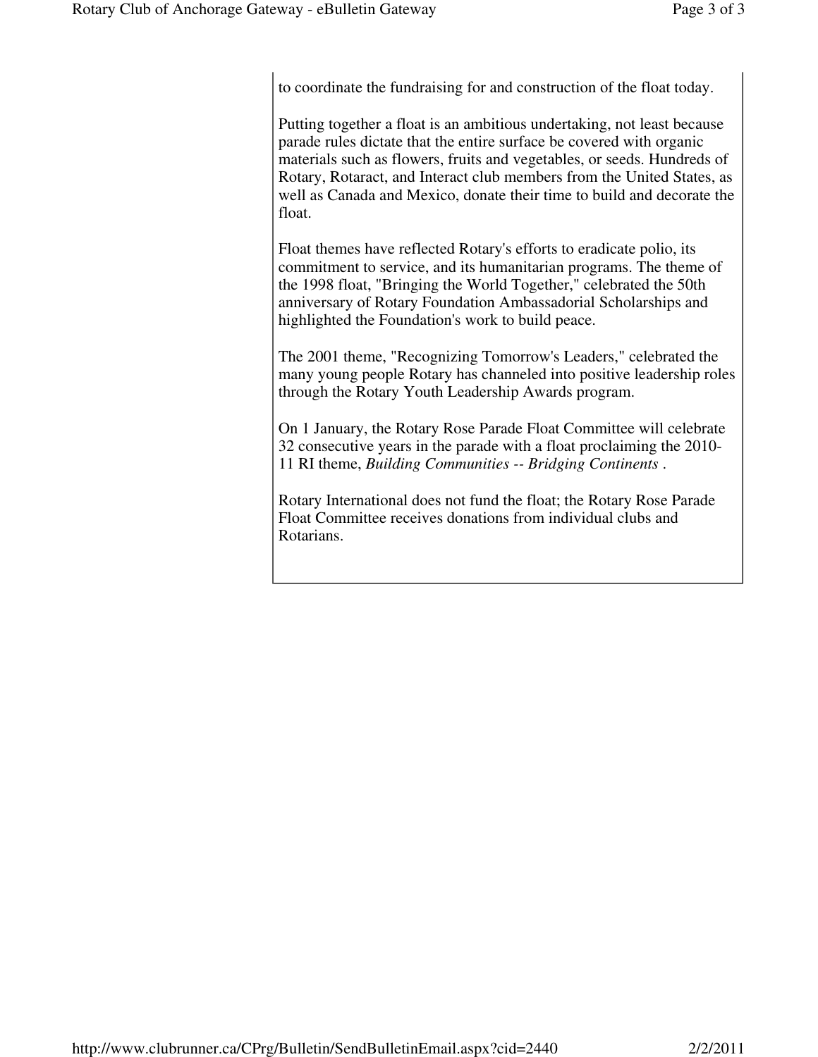to coordinate the fundraising for and construction of the float today.

Putting together a float is an ambitious undertaking, not least because parade rules dictate that the entire surface be covered with organic materials such as flowers, fruits and vegetables, or seeds. Hundreds of Rotary, Rotaract, and Interact club members from the United States, as well as Canada and Mexico, donate their time to build and decorate the float.

Float themes have reflected Rotary's efforts to eradicate polio, its commitment to service, and its humanitarian programs. The theme of the 1998 float, "Bringing the World Together," celebrated the 50th anniversary of Rotary Foundation Ambassadorial Scholarships and highlighted the Foundation's work to build peace.

The 2001 theme, "Recognizing Tomorrow's Leaders," celebrated the many young people Rotary has channeled into positive leadership roles through the Rotary Youth Leadership Awards program.

On 1 January, the Rotary Rose Parade Float Committee will celebrate 32 consecutive years in the parade with a float proclaiming the 2010-11 RI theme, *Building Communities -- Bridging Continents* .

Rotary International does not fund the float; the Rotary Rose Parade Float Committee receives donations from individual clubs and Rotarians.